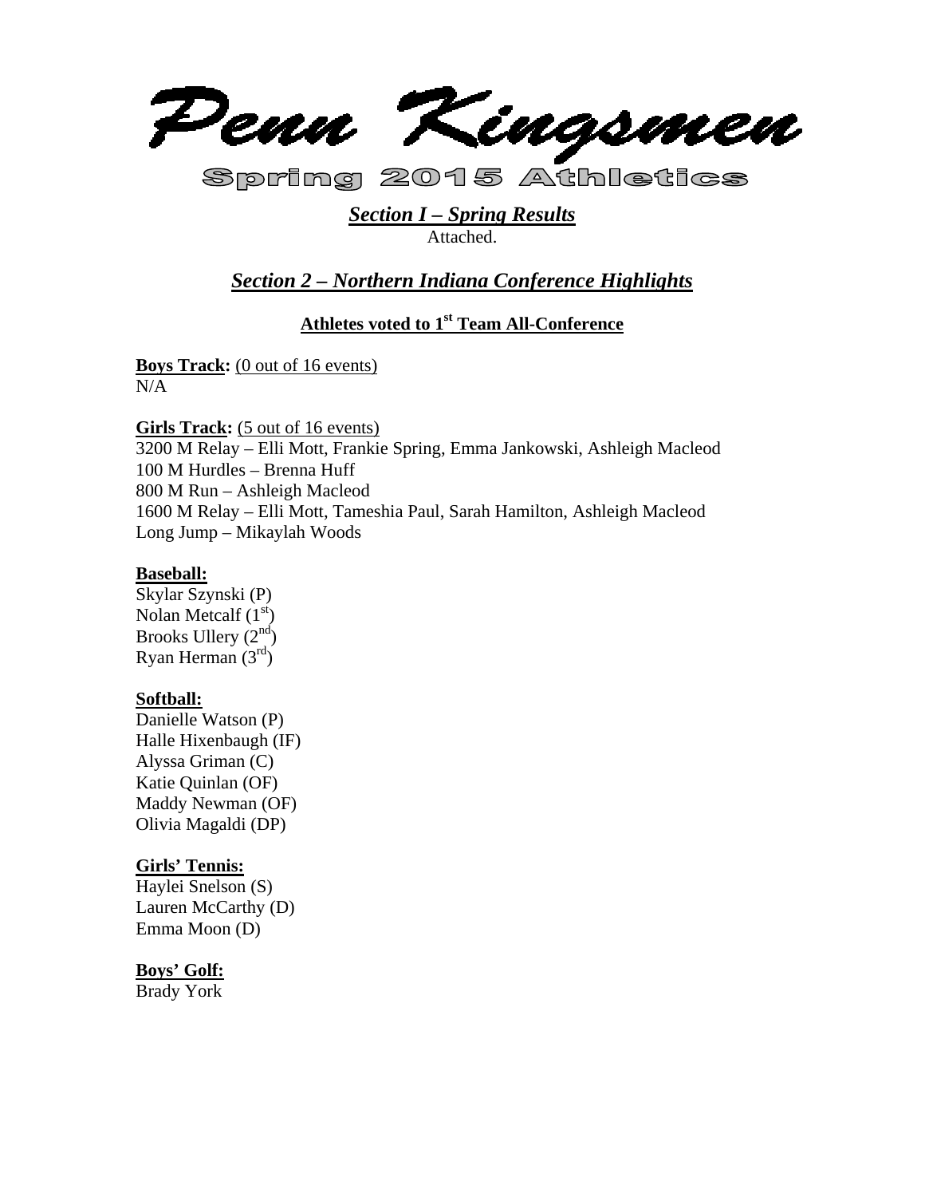# Penn Kingsmen

## Spring 2015 Athletics

## ***Section I – Spring Results***

Attached.

## ***Section 2 – Northern Indiana Conference Highlights***

### Athletes voted to 1st Team All-Conference

**Boys Track:** (0 out of 16 events)
N/A

**Girls Track:** (5 out of 16 events)
3200 M Relay – Elli Mott, Frankie Spring, Emma Jankowski, Ashleigh Macleod
100 M Hurdles – Brenna Huff
800 M Run – Ashleigh Macleod
1600 M Relay – Elli Mott, Tameshia Paul, Sarah Hamilton, Ashleigh Macleod
Long Jump – Mikaylah Woods

**Baseball:**
Skylar Szynski (P)
Nolan Metcalf (1st)
Brooks Ullery (2nd)
Ryan Herman (3rd)

**Softball:**
Danielle Watson (P)
Halle Hixenbaugh (IF)
Alyssa Griman (C)
Katie Quinlan (OF)
Maddy Newman (OF)
Olivia Magaldi (DP)

**Girls' Tennis:**
Haylei Snelson (S)
Lauren McCarthy (D)
Emma Moon (D)

**Boys' Golf:**
Brady York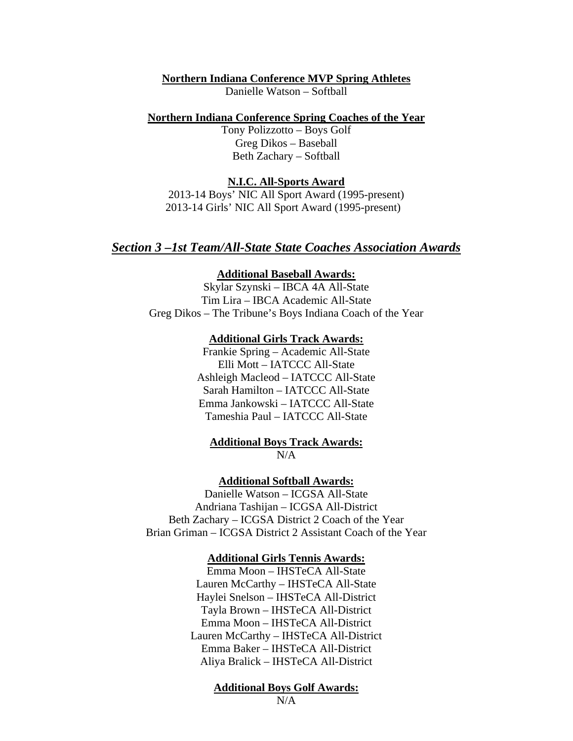**Northern Indiana Conference MVP Spring Athletes**

Danielle Watson – Softball

**Northern Indiana Conference Spring Coaches of the Year**

Tony Polizzotto – Boys Golf
Greg Dikos – Baseball
Beth Zachary – Softball

**N.I.C. All-Sports Award**

2013-14 Boys' NIC All Sport Award (1995-present)
2013-14 Girls' NIC All Sport Award (1995-present)

## *Section 3 –1st Team/All-State State Coaches Association Awards*

**Additional Baseball Awards:**

Skylar Szynski – IBCA 4A All-State
Tim Lira – IBCA Academic All-State
Greg Dikos – The Tribune's Boys Indiana Coach of the Year

**Additional Girls Track Awards:**

Frankie Spring – Academic All-State
Elli Mott – IATCCC All-State
Ashleigh Macleod – IATCCC All-State
Sarah Hamilton – IATCCC All-State
Emma Jankowski – IATCCC All-State
Tameshia Paul – IATCCC All-State

**Additional Boys Track Awards:**

N/A

**Additional Softball Awards:**

Danielle Watson – ICGSA All-State
Andriana Tashijan – ICGSA All-District
Beth Zachary – ICGSA District 2 Coach of the Year
Brian Griman – ICGSA District 2 Assistant Coach of the Year

**Additional Girls Tennis Awards:**

Emma Moon – IHSTeCA All-State
Lauren McCarthy – IHSTeCA All-State
Haylei Snelson – IHSTeCA All-District
Tayla Brown – IHSTeCA All-District
Emma Moon – IHSTeCA All-District
Lauren McCarthy – IHSTeCA All-District
Emma Baker – IHSTeCA All-District
Aliya Bralick – IHSTeCA All-District

**Additional Boys Golf Awards:**

N/A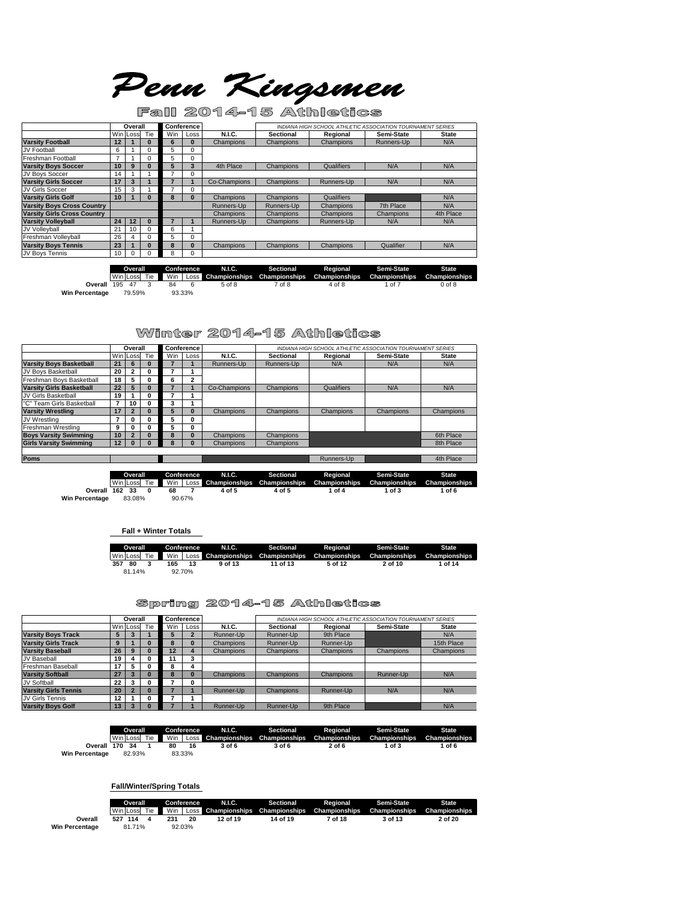# Penn Kingsmen

## Fall 2014-15 Athletics

| | Overall | | | Conference | | | *INDIANA HIGH SCHOOL ATHLETIC ASSOCIATION TOURNAMENT SERIES* | | | |
|---|---|---|---|---|---|---|---|---|---|---|
| | Win | Loss | Tie | Win | Loss | N.I.C. | Sectional | Regional | Semi-State | State |
| **Varsity Football** | 12 | 1 | 0 | 6 | 0 | Champions | Champions | Champions | Runners-Up | N/A |
| JV Football | 6 | 1 | 0 | 5 | 0 | | | | | |
| Freshman Football | 7 | 1 | 0 | 5 | 0 | | | | | |
| **Varsity Boys Soccer** | 10 | 9 | 0 | 5 | 3 | 4th Place | Champions | Qualifiers | N/A | N/A |
| JV Boys Soccer | 14 | 1 | 1 | 7 | 0 | | | | | |
| **Varsity Girls Soccer** | 17 | 3 | 1 | 7 | 1 | Co-Champions | Champions | Runners-Up | N/A | N/A |
| JV Girls Soccer | 15 | 3 | 1 | 7 | 0 | | | | | |
| **Varsity Girls Golf** | 10 | 1 | 0 | 8 | 0 | Champions | Champions | Qualifiers | | N/A |
| **Varsity Boys Cross Country** | | | | | | Runners-Up | Runners-Up | Champions | 7th Place | N/A |
| **Varsity Girls Cross Country** | | | | | | Champions | Champions | Champions | Champions | 4th Place |
| **Varsity Volleyball** | 24 | 12 | 0 | 7 | 1 | Runners-Up | Champions | Runners-Up | N/A | N/A |
| JV Volleyball | 21 | 10 | 0 | 6 | 1 | | | | | |
| Freshman Volleyball | 26 | 4 | 0 | 5 | 0 | | | | | |
| **Varsity Boys Tennis** | 23 | 1 | 0 | 8 | 0 | Champions | Champions | Champions | Qualifier | N/A |
| JV Boys Tennis | 10 | 0 | 0 | 8 | 0 | | | | | |

| | Overall | | | Conference | | N.I.C. | Sectional | Regional | Semi-State | State |
|---|---|---|---|---|---|---|---|---|---|---|
| | Win | Loss | Tie | Win | Loss | Championships | Championships | Championships | Championships | Championships |
| Overall | 195 | 47 | 3 | 84 | 6 | 5 of 8 | 7 of 8 | 4 of 8 | 1 of 7 | 0 of 8 |
| Win Percentage | 79.59% | | | 93.33% | | | | | | |

## Winter 2014-15 Athletics

| | Overall | | | Conference | | | *INDIANA HIGH SCHOOL ATHLETIC ASSOCIATION TOURNAMENT SERIES* | | | |
|---|---|---|---|---|---|---|---|---|---|---|
| | Win | Loss | Tie | Win | Loss | N.I.C. | Sectional | Regional | Semi-State | State |
| **Varsity Boys Basketball** | 21 | 6 | 0 | 7 | 1 | Runners-Up | Runners-Up | N/A | N/A | N/A |
| JV Boys Basketball | 20 | 2 | 0 | 7 | 1 | | | | | |
| Freshman Boys Basketball | 18 | 5 | 0 | 6 | 2 | | | | | |
| **Varsity Girls Basketball** | 22 | 5 | 0 | 7 | 1 | Co-Champions | Champions | Qualifiers | N/A | N/A |
| JV Girls Basketball | 19 | 1 | 0 | 7 | 1 | | | | | |
| "C" Team Girls Basketball | 7 | 10 | 0 | 3 | 1 | | | | | |
| **Varsity Wrestling** | 17 | 2 | 0 | 5 | 0 | Champions | Champions | Champions | Champions | Champions |
| JV Wrestling | 7 | 0 | 0 | 5 | 0 | | | | | |
| Freshman Wrestling | 9 | 0 | 0 | 5 | 0 | | | | | |
| **Boys Varsity Swimming** | 10 | 2 | 0 | 8 | 0 | Champions | Champions | | | 6th Place |
| **Girls Varsity Swimming** | 12 | 0 | 0 | 8 | 0 | Champions | Champions | | | 8th Place |
| **Poms** | | | | | | | | Runners-Up | | 4th Place |

| | Overall | | | Conference | | N.I.C. | Sectional | Regional | Semi-State | State |
|---|---|---|---|---|---|---|---|---|---|---|
| | Win | Loss | Tie | Win | Loss | Championships | Championships | Championships | Championships | Championships |
| Overall | 162 | 33 | 0 | 68 | 7 | 4 of 5 | 4 of 5 | 1 of 4 | 1 of 3 | 1 of 6 |
| Win Percentage | 83.08% | | | 90.67% | | | | | | |

### Fall + Winter Totals

| Overall | | | Conference | | N.I.C. | Sectional | Regional | Semi-State | State |
|---|---|---|---|---|---|---|---|---|---|
| Win | Loss | Tie | Win | Loss | Championships | Championships | Championships | Championships | Championships |
| 357 | 80 | 3 | 165 | 13 | 9 of 13 | 11 of 13 | 5 of 12 | 2 of 10 | 1 of 14 |
| 81.14% | | | 92.70% | | | | | | |

## Spring 2014-15 Athletics

| | Overall | | | Conference | | | *INDIANA HIGH SCHOOL ATHLETIC ASSOCIATION TOURNAMENT SERIES* | | | |
|---|---|---|---|---|---|---|---|---|---|---|
| | Win | Loss | Tie | Win | Loss | N.I.C. | Sectional | Regional | Semi-State | State |
| **Varsity Boys Track** | 5 | 3 | 1 | 5 | 2 | Runner-Up | Runner-Up | 9th Place | | N/A |
| **Varsity Girls Track** | 9 | 1 | 0 | 8 | 0 | Champions | Runner-Up | Runner-Up | | 15th Place |
| **Varsity Baseball** | 26 | 9 | 0 | 12 | 4 | Champions | Champions | Champions | Champions | Champions |
| JV Baseball | 19 | 4 | 0 | 11 | 3 | | | | | |
| Freshman Baseball | 17 | 5 | 0 | 8 | 4 | | | | | |
| **Varsity Softball** | 27 | 3 | 0 | 8 | 0 | Champions | Champions | Champions | Runner-Up | N/A |
| JV Softball | 22 | 3 | 0 | 7 | 0 | | | | | |
| **Varsity Girls Tennis** | 20 | 2 | 0 | 7 | 1 | Runner-Up | Champions | Runner-Up | N/A | N/A |
| JV Girls Tennis | 12 | 1 | 0 | 7 | 1 | | | | | |
| **Varsity Boys Golf** | 13 | 3 | 0 | 7 | 1 | Runner-Up | Runner-Up | 9th Place | | N/A |

| | Overall | | | Conference | | N.I.C. | Sectional | Regional | Semi-State | State |
|---|---|---|---|---|---|---|---|---|---|---|
| | Win | Loss | Tie | Win | Loss | Championships | Championships | Championships | Championships | Championships |
| Overall | 170 | 34 | 1 | 80 | 16 | 3 of 6 | 3 of 6 | 2 of 6 | 1 of 3 | 1 of 6 |
| Win Percentage | 82.93% | | | 83.33% | | | | | | |

### Fall/Winter/Spring Totals

| | Overall | | | Conference | | N.I.C. | Sectional | Regional | Semi-State | State |
|---|---|---|---|---|---|---|---|---|---|---|
| | Win | Loss | Tie | Win | Loss | Championships | Championships | Championships | Championships | Championships |
| Overall | 527 | 114 | 4 | 231 | 20 | 12 of 19 | 14 of 19 | 7 of 18 | 3 of 13 | 2 of 20 |
| Win Percentage | 81.71% | | | 92.03% | | | | | | |